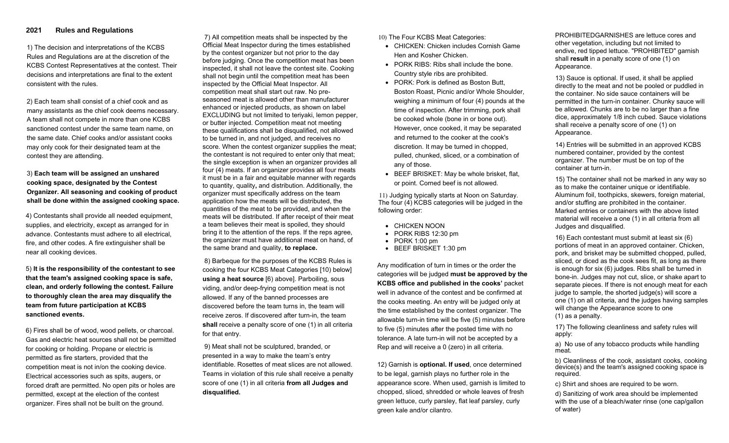## 2021 Rules and Regulations

1) The decision and interpretations of the KCBS Rules and Regulations are at the discretion of the KCBS Contest Representatives at the contest. Their decisions and interpretations are final to the extent consistent with the rules.

2) Each team shall consist of a chief cook and as many assistants as the chief cook deems necessary. A team shall not compete in more than one KCBS sanctioned contest under the same team name, on the same date. Chief cooks and/or assistant cooks may only cook for their designated team at the contest they are attending.

3) **Each team will be assigned an unshared cooking space, designated by the Contest Organizer. All seasoning and cooking of product shall be done within the assigned cooking space.**

4) Contestants shall provide all needed equipment, supplies, and electricity, except as arranged for in advance. Contestants must adhere to all electrical, fire, and other codes. A fire extinguisher shall be near all cooking devices.

5) **It is the responsibility of the contestant to see that the team's assigned cooking space is safe, clean, and orderly following the contest. Failure to thoroughly clean the area may disqualify the team from future participation at KCBS sanctioned events.**

6) Fires shall be of wood, wood pellets, or charcoal. Gas and electric heat sources shall not be permitted for cooking or holding. Propane or electric is permitted as fire starters, provided that the competition meat is not in/on the cooking device. Electrical accessories such as spits, augers, or forced draft are permitted. No open pits or holes are permitted, except at the election of the contest organizer. Fires shall not be built on the ground.

7) All competition meats shall be inspected by the Official Meat Inspector during the times established by the contest organizer but not prior to the day before judging. Once the competition meat has been inspected, it shall not leave the contest site. Cooking shall not begin until the competition meat has been inspected by the Official Meat Inspector. All competition meat shall start out raw. No pre-seasoned meat is allowed other than manufacturer enhanced or injected products, as shown on label EXCLUDING but not limited to teriyaki, lemon pepper, or butter injected. Competition meat not meeting these qualifications shall be disqualified, not allowed to be turned in, and not judged, and receives no score. When the contest organizer supplies the meat; the contestant is not required to enter only that meat; the single exception is when an organizer provides all four (4) meats. If an organizer provides all four meats it must be in a fair and equitable manner with regards to quantity, quality**,** and distribution. Additionally, the organizer must specifically address on the team application how the meats will be distributed, the quantities of the meat to be provided, and when the meats will be distributed. If after receipt of their meat a team believes their meat is spoiled, they should bring it to the attention of the reps. If the reps agree, the organizer must have additional meat on hand, of the same brand and quality, **to replace.**

8) Barbeque for the purposes of the KCBS Rules is cooking the four KCBS Meat Categories [10) below] **using a heat source** [6) above]. Parboiling, sous viding, and/or deep-frying competition meat is not allowed. If any of the banned processes are discovered before the team turns in, the team will receive zeros. If discovered after turn-in, the team **shall** receive a penalty score of one (1) in all criteria for that entry.

9) Meat shall not be sculptured, branded, or presented in a way to make the team's entry identifiable. Rosettes of meat slices are not allowed. Teams in violation of this rule shall receive a penalty score of one (1) in all criteria **from all Judges and disqualified.**

10) The Four KCBS Meat Categories:

- CHICKEN: Chicken includes Cornish Game Hen and Kosher Chicken.
- PORK RIBS: Ribs shall include the bone. Country style ribs are prohibited.
- PORK: Pork is defined as Boston Butt, Boston Roast, Picnic and/or Whole Shoulder, weighing a minimum of four (4) pounds at the time of inspection. After trimming, pork shall be cooked whole (bone in or bone out). However, once cooked, it may be separated and returned to the cooker at the cook's discretion. It may be turned in chopped, pulled, chunked, sliced, or a combination of any of those.
- BEEF BRISKET: May be whole brisket, flat, or point. Corned beef is not allowed.

11) Judging typically starts at Noon on Saturday. The four (4) KCBS categories will be judged in the following order:

- CHICKEN NOON
- PORK RIBS 12:30 pm
- PORK 1:00 pm
- BEEF BRISKET 1:30 pm

Any modification of turn in times or the order the categories will be judged **must be approved by the KCBS office and published in the cooks'** packet well in advance of the contest and be confirmed at the cooks meeting. An entry will be judged only at the time established by the contest organizer. The allowable turn-in time will be five (5) minutes before to five (5) minutes after the posted time with no tolerance. A late turn-in will not be accepted by a Rep and will receive a 0 (zero) in all criteria.

12) Garnish is **optional. If used**, once determined to be legal, garnish plays no further role in the appearance score. When used, garnish is limited to chopped, sliced, shredded or whole leaves of fresh green lettuce, curly parsley, flat leaf parsley, curly green kale and/or cilantro.

PROHIBITEDGARNISHES are lettuce cores and other vegetation, including but not limited to endive, red tipped lettuce. "PROHIBITED" garnish shall **result** in a penalty score of one (1) on Appearance.

13) Sauce is optional. If used, it shall be applied directly to the meat and not be pooled or puddled in the container. No side sauce containers will be permitted in the turn-in container. Chunky sauce will be allowed. Chunks are to be no larger than a fine dice, approximately 1/8 inch cubed. Sauce violations shall receive a penalty score of one (1) on Appearance.

14) Entries will be submitted in an approved KCBS numbered container, provided by the contest organizer. The number must be on top of the container at turn-in.

15) The container shall not be marked in any way so as to make the container unique or identifiable. Aluminum foil, toothpicks, skewers, foreign material, and/or stuffing are prohibited in the container. Marked entries or containers with the above listed material will receive a one (1) in all criteria from all Judges and disqualified.

16) Each contestant must submit at least six (6) portions of meat in an approved container. Chicken, pork, and brisket may be submitted chopped, pulled, sliced, or diced as the cook sees fit, as long as there is enough for six (6) judges. Ribs shall be turned in bone-in. Judges may not cut, slice, or shake apart to separate pieces. If there is not enough meat for each judge to sample, the shorted judge(s) will score a one (1) on all criteria, and the judges having samples will change the Appearance score to one (1) as a penalty.

17) The following cleanliness and safety rules will apply:

a) No use of any tobacco products while handling meat.

b) Cleanliness of the cook, assistant cooks, cooking device(s) and the team's assigned cooking space is required.

c) Shirt and shoes are required to be worn.

d) Sanitizing of work area should be implemented with the use of a bleach/water rinse (one cap/gallon of water)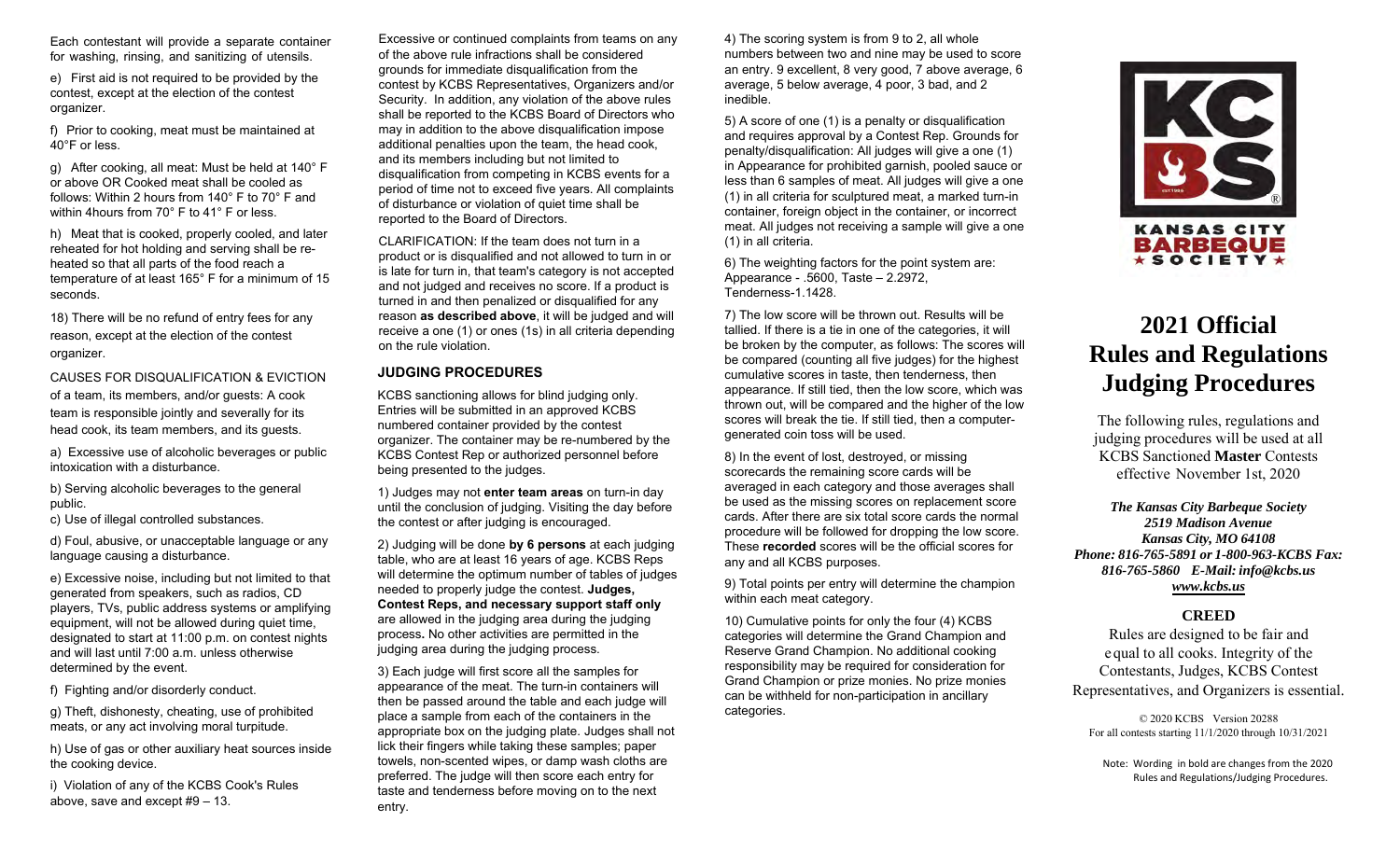Each contestant will provide a separate container for washing, rinsing, and sanitizing of utensils.

e) First aid is not required to be provided by the contest, except at the election of the contest organizer.

f) Prior to cooking, meat must be maintained at 40°F or less.

g) After cooking, all meat: Must be held at 140° F or above OR Cooked meat shall be cooled as follows: Within 2 hours from 140° F to 70° F and within 4hours from 70° F to 41° F or less.

h) Meat that is cooked, properly cooled, and later reheated for hot holding and serving shall be re-heated so that all parts of the food reach a temperature of at least 165° F for a minimum of 15 seconds.

18) There will be no refund of entry fees for any reason, except at the election of the contest organizer.

CAUSES FOR DISQUALIFICATION & EVICTION of a team, its members, and/or guests: A cook team is responsible jointly and severally for its head cook, its team members, and its guests.

a) Excessive use of alcoholic beverages or public intoxication with a disturbance.

b) Serving alcoholic beverages to the general public.

c) Use of illegal controlled substances.

d) Foul, abusive, or unacceptable language or any language causing a disturbance.

e) Excessive noise, including but not limited to that generated from speakers, such as radios, CD players, TVs, public address systems or amplifying equipment, will not be allowed during quiet time, designated to start at 11:00 p.m. on contest nights and will last until 7:00 a.m. unless otherwise determined by the event.

f) Fighting and/or disorderly conduct.

g) Theft, dishonesty, cheating, use of prohibited meats, or any act involving moral turpitude.

h) Use of gas or other auxiliary heat sources inside the cooking device.

i) Violation of any of the KCBS Cook's Rules above, save and except #9 – 13.

Excessive or continued complaints from teams on any of the above rule infractions shall be considered grounds for immediate disqualification from the contest by KCBS Representatives, Organizers and/or Security. In addition, any violation of the above rules shall be reported to the KCBS Board of Directors who may in addition to the above disqualification impose additional penalties upon the team, the head cook, and its members including but not limited to disqualification from competing in KCBS events for a period of time not to exceed five years. All complaints of disturbance or violation of quiet time shall be reported to the Board of Directors.

CLARIFICATION: If the team does not turn in a product or is disqualified and not allowed to turn in or is late for turn in, that team's category is not accepted and not judged and receives no score. If a product is turned in and then penalized or disqualified for any reason **as described above**, it will be judged and will receive a one (1) or ones (1s) in all criteria depending on the rule violation.

## JUDGING PROCEDURES

KCBS sanctioning allows for blind judging only. Entries will be submitted in an approved KCBS numbered container provided by the contest organizer. The container may be re-numbered by the KCBS Contest Rep or authorized personnel before being presented to the judges.

1) Judges may not **enter team areas** on turn-in day until the conclusion of judging. Visiting the day before the contest or after judging is encouraged.

2) Judging will be done **by 6 persons** at each judging table, who are at least 16 years of age. KCBS Reps will determine the optimum number of tables of judges needed to properly judge the contest. **Judges, Contest Reps, and necessary support staff only** are allowed in the judging area during the judging process. No other activities are permitted in the judging area during the judging process.

3) Each judge will first score all the samples for appearance of the meat. The turn-in containers will then be passed around the table and each judge will place a sample from each of the containers in the appropriate box on the judging plate. Judges shall not lick their fingers while taking these samples; paper towels, non-scented wipes, or damp wash cloths are preferred. The judge will then score each entry for taste and tenderness before moving on to the next entry.

4) The scoring system is from 9 to 2, all whole numbers between two and nine may be used to score an entry. 9 excellent, 8 very good, 7 above average, 6 average, 5 below average, 4 poor, 3 bad, and 2 inedible.

5) A score of one (1) is a penalty or disqualification and requires approval by a Contest Rep. Grounds for penalty/disqualification: All judges will give a one (1) in Appearance for prohibited garnish, pooled sauce or less than 6 samples of meat. All judges will give a one (1) in all criteria for sculptured meat, a marked turn-in container, foreign object in the container, or incorrect meat. All judges not receiving a sample will give a one (1) in all criteria.

6) The weighting factors for the point system are: Appearance - .5600, Taste – 2.2972, Tenderness-1.1428.

7) The low score will be thrown out. Results will be tallied. If there is a tie in one of the categories, it will be broken by the computer, as follows: The scores will be compared (counting all five judges) for the highest cumulative scores in taste, then tenderness, then appearance. If still tied, then the low score, which was thrown out, will be compared and the higher of the low scores will break the tie. If still tied, then a computer-generated coin toss will be used.

8) In the event of lost, destroyed, or missing scorecards the remaining score cards will be averaged in each category and those averages shall be used as the missing scores on replacement score cards. After there are six total score cards the normal procedure will be followed for dropping the low score. These **recorded** scores will be the official scores for any and all KCBS purposes.

9) Total points per entry will determine the champion within each meat category.

10) Cumulative points for only the four (4) KCBS categories will determine the Grand Champion and Reserve Grand Champion. No additional cooking responsibility may be required for consideration for Grand Champion or prize monies. No prize monies can be withheld for non-participation in ancillary categories.

KANSAS CITY BARBEQUE SOCIETY

# 2021 Official Rules and Regulations Judging Procedures

The following rules, regulations and judging procedures will be used at all KCBS Sanctioned **Master** Contests effective November 1st, 2020

***The Kansas City Barbeque Society***
***2519 Madison Avenue***
***Kansas City, MO 64108***
***Phone: 816-765-5891 or 1-800-963-KCBS Fax: 816-765-5860 E-Mail: info@kcbs.us***
***www.kcbs.us***

**CREED**

Rules are designed to be fair and equal to all cooks. Integrity of the Contestants, Judges, KCBS Contest Representatives, and Organizers is essential.

© 2020 KCBS Version 20288
For all contests starting 11/1/2020 through 10/31/2021

Note: Wording in bold are changes from the 2020 Rules and Regulations/Judging Procedures.